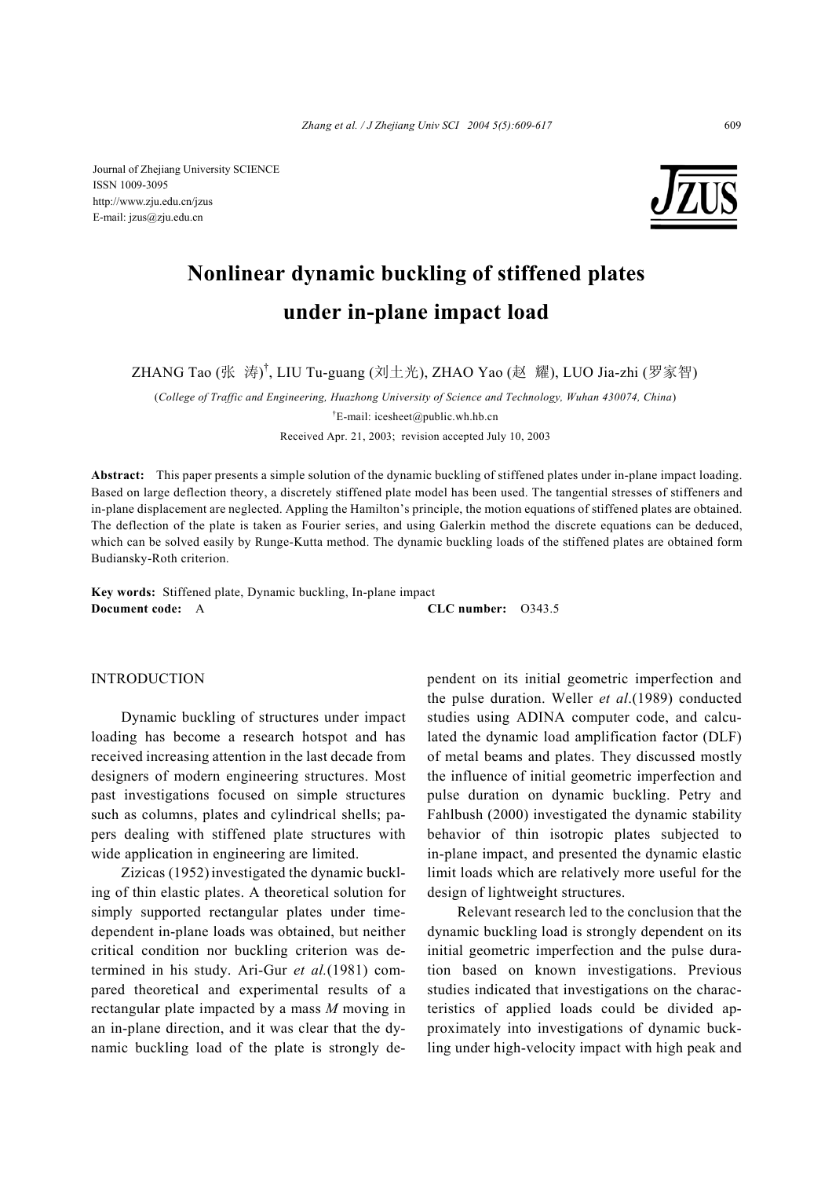Journal of Zhejiang University SCIENCE
ISSN 1009-3095
http://www.zju.edu.cn/jzus
E-mail: jzus@zju.edu.cn

# Nonlinear dynamic buckling of stiffened plates under in-plane impact load

ZHANG Tao (张 涛)[†], LIU Tu-guang (刘土光), ZHAO Yao (赵 耀), LUO Jia-zhi (罗家智)

(*College of Traffic and Engineering, Huazhong University of Science and Technology, Wuhan 430074, China*)

[†]E-mail: icesheet@public.wh.hb.cn

Received Apr. 21, 2003; revision accepted July 10, 2003

**Abstract:** This paper presents a simple solution of the dynamic buckling of stiffened plates under in-plane impact loading. Based on large deflection theory, a discretely stiffened plate model has been used. The tangential stresses of stiffeners and in-plane displacement are neglected. Appling the Hamilton's principle, the motion equations of stiffened plates are obtained. The deflection of the plate is taken as Fourier series, and using Galerkin method the discrete equations can be deduced, which can be solved easily by Runge-Kutta method. The dynamic buckling loads of the stiffened plates are obtained form Budiansky-Roth criterion.

**Key words:** Stiffened plate, Dynamic buckling, In-plane impact
**Document code:** A **CLC number:** O343.5

## INTRODUCTION

Dynamic buckling of structures under impact loading has become a research hotspot and has received increasing attention in the last decade from designers of modern engineering structures. Most past investigations focused on simple structures such as columns, plates and cylindrical shells; papers dealing with stiffened plate structures with wide application in engineering are limited.

Zizicas (1952) investigated the dynamic buckling of thin elastic plates. A theoretical solution for simply supported rectangular plates under time-dependent in-plane loads was obtained, but neither critical condition nor buckling criterion was determined in his study. Ari-Gur *et al*.(1981) compared theoretical and experimental results of a rectangular plate impacted by a mass *M* moving in an in-plane direction, and it was clear that the dynamic buckling load of the plate is strongly dependent on its initial geometric imperfection and the pulse duration. Weller *et al*.(1989) conducted studies using ADINA computer code, and calculated the dynamic load amplification factor (DLF) of metal beams and plates. They discussed mostly the influence of initial geometric imperfection and pulse duration on dynamic buckling. Petry and Fahlbush (2000) investigated the dynamic stability behavior of thin isotropic plates subjected to in-plane impact, and presented the dynamic elastic limit loads which are relatively more useful for the design of lightweight structures.

Relevant research led to the conclusion that the dynamic buckling load is strongly dependent on its initial geometric imperfection and the pulse duration based on known investigations. Previous studies indicated that investigations on the characteristics of applied loads could be divided approximately into investigations of dynamic buckling under high-velocity impact with high peak and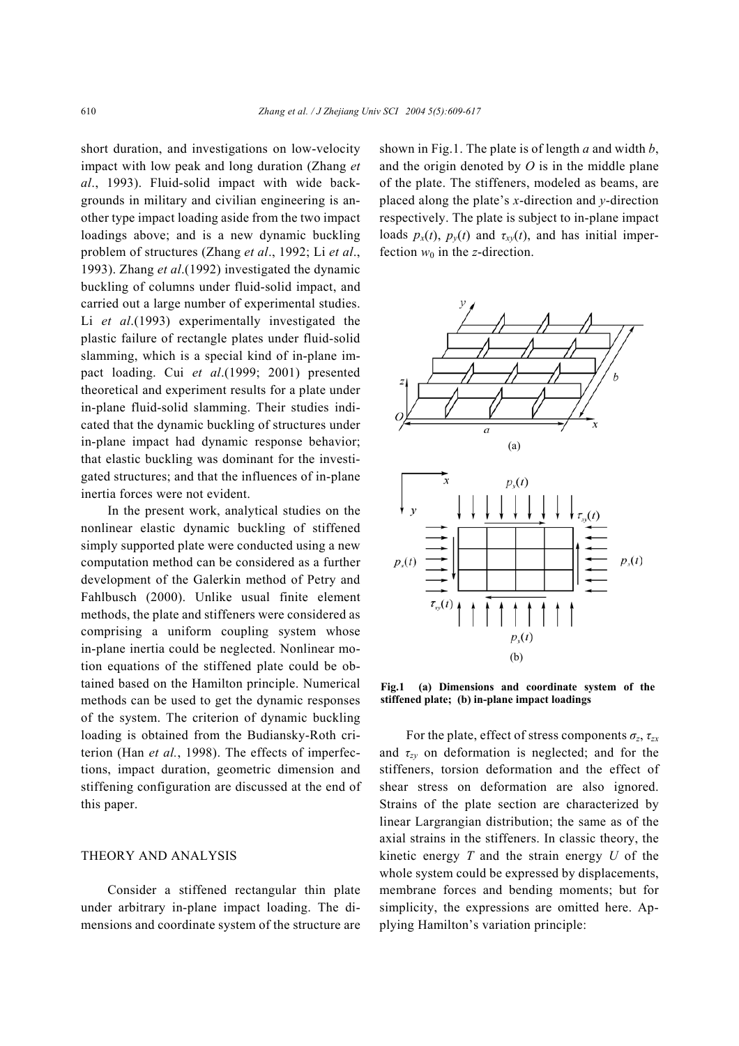short duration, and investigations on low-velocity impact with low peak and long duration (Zhang *et al*., 1993). Fluid-solid impact with wide backgrounds in military and civilian engineering is another type impact loading aside from the two impact loadings above; and is a new dynamic buckling problem of structures (Zhang *et al*., 1992; Li *et al*., 1993). Zhang *et al*.(1992) investigated the dynamic buckling of columns under fluid-solid impact, and carried out a large number of experimental studies. Li *et al*.(1993) experimentally investigated the plastic failure of rectangle plates under fluid-solid slamming, which is a special kind of in-plane impact loading. Cui *et al*.(1999; 2001) presented theoretical and experiment results for a plate under in-plane fluid-solid slamming. Their studies indicated that the dynamic buckling of structures under in-plane impact had dynamic response behavior; that elastic buckling was dominant for the investigated structures; and that the influences of in-plane inertia forces were not evident.

In the present work, analytical studies on the nonlinear elastic dynamic buckling of stiffened simply supported plate were conducted using a new computation method can be considered as a further development of the Galerkin method of Petry and Fahlbusch (2000). Unlike usual finite element methods, the plate and stiffeners were considered as comprising a uniform coupling system whose in-plane inertia could be neglected. Nonlinear motion equations of the stiffened plate could be obtained based on the Hamilton principle. Numerical methods can be used to get the dynamic responses of the system. The criterion of dynamic buckling loading is obtained from the Budiansky-Roth criterion (Han *et al.*, 1998). The effects of imperfections, impact duration, geometric dimension and stiffening configuration are discussed at the end of this paper.

## THEORY AND ANALYSIS

Consider a stiffened rectangular thin plate under arbitrary in-plane impact loading. The dimensions and coordinate system of the structure are shown in Fig.1. The plate is of length $a$ and width $b$, and the origin denoted by $O$ is in the middle plane of the plate. The stiffeners, modeled as beams, are placed along the plate's $x$-direction and $y$-direction respectively. The plate is subject to in-plane impact loads $p_x(t)$, $p_y(t)$ and $\tau_{xy}(t)$, and has initial imperfection $w_0$ in the $z$-direction.

**Fig.1 (a) Dimensions and coordinate system of the stiffened plate; (b) in-plane impact loadings**

For the plate, effect of stress components $\sigma_z$, $\tau_{zx}$ and $\tau_{zy}$ on deformation is neglected; and for the stiffeners, torsion deformation and the effect of shear stress on deformation are also ignored. Strains of the plate section are characterized by linear Largrangian distribution; the same as of the axial strains in the stiffeners. In classic theory, the kinetic energy $T$ and the strain energy $U$ of the whole system could be expressed by displacements, membrane forces and bending moments; but for simplicity, the expressions are omitted here. Applying Hamilton's variation principle: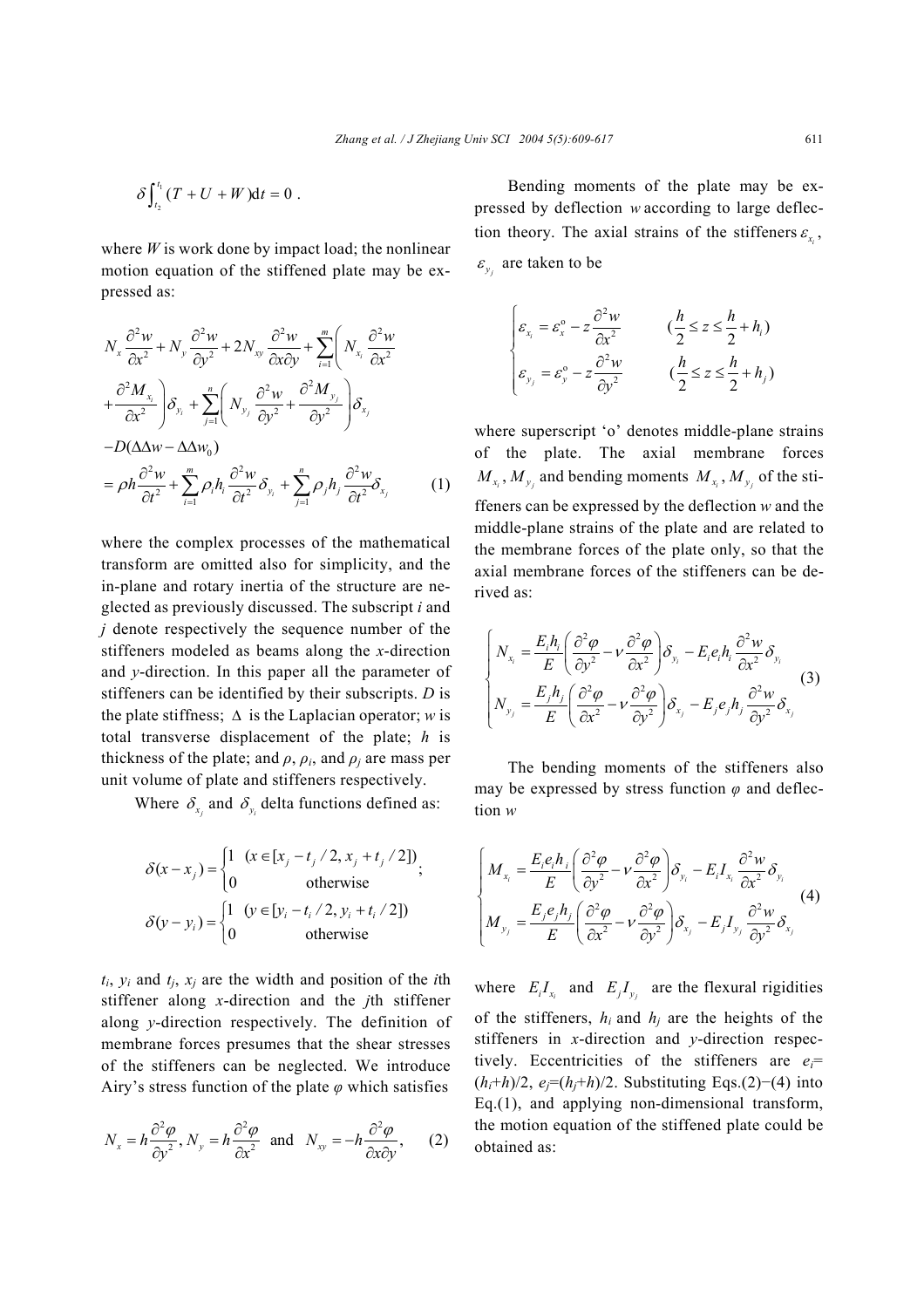$$\delta \int_{t_2}^{t_1} (T + U + W) \mathrm{d}t = 0 \ .$$

where $W$ is work done by impact load; the nonlinear motion equation of the stiffened plate may be expressed as:

$$\begin{aligned}
& N_x \frac{\partial^2 w}{\partial x^2} + N_y \frac{\partial^2 w}{\partial y^2} + 2N_{xy} \frac{\partial^2 w}{\partial x \partial y} + \sum_{i=1}^{m} \left( N_{x_i} \frac{\partial^2 w}{\partial x^2} \right. \\
& \left. + \frac{\partial^2 M_{x_i}}{\partial x^2} \right) \delta_{y_i} + \sum_{j=1}^{n} \left( N_{y_j} \frac{\partial^2 w}{\partial y^2} + \frac{\partial^2 M_{y_j}}{\partial y^2} \right) \delta_{x_j} \\
& - D(\Delta\Delta w - \Delta\Delta w_0) \\
& = \rho h \frac{\partial^2 w}{\partial t^2} + \sum_{i=1}^{m} \rho_i h_i \frac{\partial^2 w}{\partial t^2} \delta_{y_i} + \sum_{j=1}^{n} \rho_j h_j \frac{\partial^2 w}{\partial t^2} \delta_{x_j} \qquad (1)
\end{aligned}$$

where the complex processes of the mathematical transform are omitted also for simplicity, and the in-plane and rotary inertia of the structure are neglected as previously discussed. The subscript $i$ and $j$ denote respectively the sequence number of the stiffeners modeled as beams along the $x$-direction and $y$-direction. In this paper all the parameter of stiffeners can be identified by their subscripts. $D$ is the plate stiffness; $\Delta$ is the Laplacian operator; $w$ is total transverse displacement of the plate; $h$ is thickness of the plate; and $\rho$, $\rho_i$, and $\rho_j$ are mass per unit volume of plate and stiffeners respectively.

Where $\delta_{x_j}$ and $\delta_{y_i}$ delta functions defined as:

$$\delta(x - x_j) = \begin{cases} 1 & (x \in [x_j - t_j/2, x_j + t_j/2]) \\ 0 & \text{otherwise} \end{cases};$$

$$\delta(y - y_i) = \begin{cases} 1 & (y \in [y_i - t_i/2, y_i + t_i/2]) \\ 0 & \text{otherwise} \end{cases}$$

$t_i$, $y_i$ and $t_j$, $x_j$ are the width and position of the $i$th stiffener along $x$-direction and the $j$th stiffener along $y$-direction respectively. The definition of membrane forces presumes that the shear stresses of the stiffeners can be neglected. We introduce Airy's stress function of the plate $\varphi$ which satisfies

$$N_x = h\frac{\partial^2 \varphi}{\partial y^2},\ N_y = h\frac{\partial^2 \varphi}{\partial x^2} \ \text{ and } \ N_{xy} = -h\frac{\partial^2 \varphi}{\partial x \partial y}, \qquad (2)$$

Bending moments of the plate may be expressed by deflection $w$ according to large deflection theory. The axial strains of the stiffeners $\varepsilon_{x_i}$, $\varepsilon_{y_j}$ are taken to be

$$\begin{cases} \varepsilon_{x_i} = \varepsilon_x^{\mathrm{o}} - z\dfrac{\partial^2 w}{\partial x^2} & (\dfrac{h}{2} \le z \le \dfrac{h}{2} + h_i) \\ \varepsilon_{y_j} = \varepsilon_y^{\mathrm{o}} - z\dfrac{\partial^2 w}{\partial y^2} & (\dfrac{h}{2} \le z \le \dfrac{h}{2} + h_j) \end{cases}$$

where superscript 'o' denotes middle-plane strains of the plate. The axial membrane forces $M_{x_i}, M_{y_j}$ and bending moments $M_{x_i}, M_{y_j}$ of the stiffeners can be expressed by the deflection $w$ and the middle-plane strains of the plate and are related to the membrane forces of the plate only, so that the axial membrane forces of the stiffeners can be derived as:

$$\begin{cases} N_{x_i} = \dfrac{E_i h_i}{E}\left(\dfrac{\partial^2 \varphi}{\partial y^2} - \nu\dfrac{\partial^2 \varphi}{\partial x^2}\right)\delta_{y_i} - E_i e_i h_i \dfrac{\partial^2 w}{\partial x^2}\delta_{y_i} \\ N_{y_j} = \dfrac{E_j h_j}{E}\left(\dfrac{\partial^2 \varphi}{\partial x^2} - \nu\dfrac{\partial^2 \varphi}{\partial y^2}\right)\delta_{x_j} - E_j e_j h_j \dfrac{\partial^2 w}{\partial y^2}\delta_{x_j} \end{cases} \qquad (3)$$

The bending moments of the stiffeners also may be expressed by stress function $\varphi$ and deflection $w$

$$\begin{cases} M_{x_i} = \dfrac{E_i e_i h_i}{E}\left(\dfrac{\partial^2 \varphi}{\partial y^2} - \nu\dfrac{\partial^2 \varphi}{\partial x^2}\right)\delta_{y_i} - E_i I_{x_i} \dfrac{\partial^2 w}{\partial x^2}\delta_{y_i} \\ M_{y_j} = \dfrac{E_j e_j h_j}{E}\left(\dfrac{\partial^2 \varphi}{\partial x^2} - \nu\dfrac{\partial^2 \varphi}{\partial y^2}\right)\delta_{x_j} - E_j I_{y_j} \dfrac{\partial^2 w}{\partial y^2}\delta_{x_j} \end{cases} \qquad (4)$$

where $E_i I_{x_i}$ and $E_j I_{y_j}$ are the flexural rigidities of the stiffeners, $h_i$ and $h_j$ are the heights of the stiffeners in $x$-direction and $y$-direction respectively. Eccentricities of the stiffeners are $e_i$=($h_i$+$h$)/2, $e_j$=($h_j$+$h$)/2. Substituting Eqs.(2)−(4) into Eq.(1), and applying non-dimensional transform, the motion equation of the stiffened plate could be obtained as: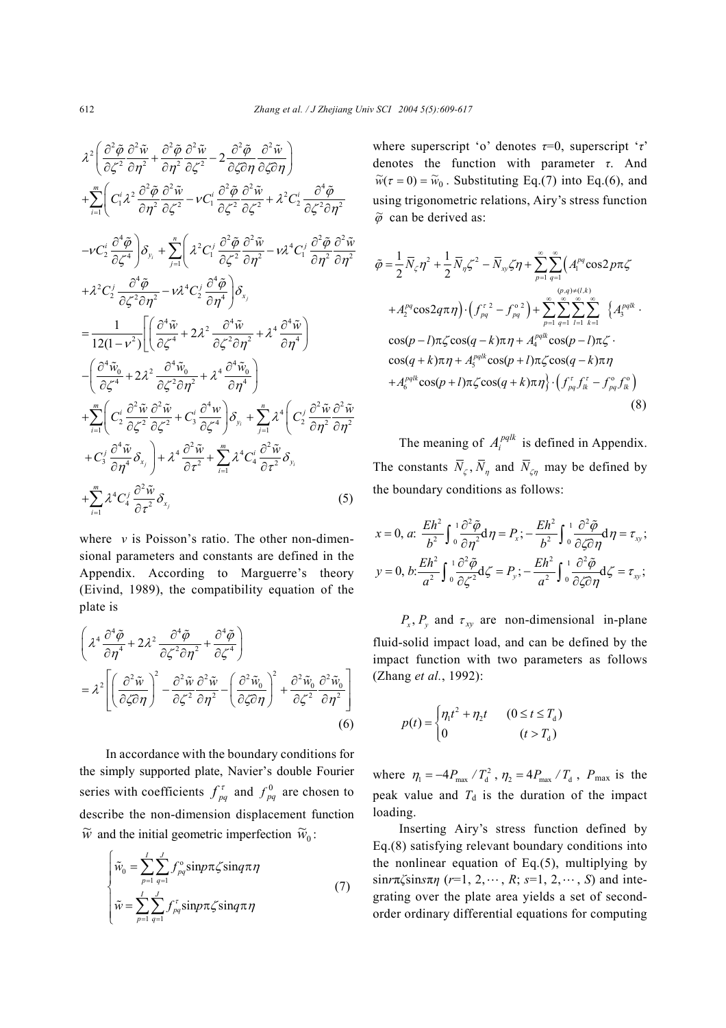$$
\begin{aligned}
&\lambda^2\left(\frac{\partial^2\tilde{\varphi}}{\partial\zeta^2}\frac{\partial^2\tilde{w}}{\partial\eta^2}+\frac{\partial^2\tilde{\varphi}}{\partial\eta^2}\frac{\partial^2\tilde{w}}{\partial\zeta^2}-2\frac{\partial^2\tilde{\varphi}}{\partial\zeta\partial\eta}\frac{\partial^2\tilde{w}}{\partial\zeta\partial\eta}\right)\\
&+\sum_{i=1}^{m}\left(C_1^i\lambda^2\frac{\partial^2\tilde{\varphi}}{\partial\eta^2}\frac{\partial^2\tilde{w}}{\partial\zeta^2}-\nu C_1^i\frac{\partial^2\tilde{\varphi}}{\partial\zeta^2}\frac{\partial^2\tilde{w}}{\partial\zeta^2}+\lambda^2C_2^i\frac{\partial^4\tilde{\varphi}}{\partial\zeta^2\partial\eta^2}\right.\\
&\left.-\nu C_2^i\frac{\partial^4\tilde{\varphi}}{\partial\zeta^4}\right)\delta_{y_i}+\sum_{j=1}^{n}\left(\lambda^2C_1^j\frac{\partial^2\tilde{\varphi}}{\partial\zeta^2}\frac{\partial^2\tilde{w}}{\partial\eta^2}-\nu\lambda^4C_1^j\frac{\partial^2\tilde{\varphi}}{\partial\eta^2}\frac{\partial^2\tilde{w}}{\partial\eta^2}\right.\\
&\left.+\lambda^2C_2^j\frac{\partial^4\tilde{\varphi}}{\partial\zeta^2\partial\eta^2}-\nu\lambda^4C_2^j\frac{\partial^4\tilde{\varphi}}{\partial\eta^4}\right)\delta_{x_j}\\
&=\frac{1}{12(1-\nu^2)}\left[\left(\frac{\partial^4\tilde{w}}{\partial\zeta^4}+2\lambda^2\frac{\partial^4\tilde{w}}{\partial\zeta^2\partial\eta^2}+\lambda^4\frac{\partial^4\tilde{w}}{\partial\eta^4}\right)\right.\\
&\left.-\left(\frac{\partial^4\tilde{w}_0}{\partial\zeta^4}+2\lambda^2\frac{\partial^4\tilde{w}_0}{\partial\zeta^2\partial\eta^2}+\lambda^4\frac{\partial^4\tilde{w}_0}{\partial\eta^4}\right)\right.\\
&+\sum_{i=1}^{m}\left(C_2^i\frac{\partial^2\tilde{w}}{\partial\zeta^2}\frac{\partial^2\tilde{w}}{\partial\zeta^2}+C_3^i\frac{\partial^4 w}{\partial\zeta^4}\right)\delta_{y_i}+\sum_{j=1}^{n}\lambda^4\left(C_2^j\frac{\partial^2\tilde{w}}{\partial\eta^2}\frac{\partial^2\tilde{w}}{\partial\eta^2}\right.\\
&\left.\left.+C_3^j\frac{\partial^4\tilde{w}}{\partial\eta^4}\delta_{x_j}\right)+\lambda^4\frac{\partial^2\tilde{w}}{\partial\tau^2}+\sum_{i=1}^{m}\lambda^4C_4^i\frac{\partial^2\tilde{w}}{\partial\tau^2}\delta_{y_i}\right.\\
&\left.+\sum_{i=1}^{m}\lambda^4C_4^j\frac{\partial^2\tilde{w}}{\partial\tau^2}\delta_{x_j}\right.
\end{aligned}
\tag{5}
$$

where $\nu$ is Poisson's ratio. The other non-dimensional parameters and constants are defined in the Appendix. According to Marguerre's theory (Eivind, 1989), the compatibility equation of the plate is

$$
\left(\lambda^4\frac{\partial^4\tilde{\varphi}}{\partial\eta^4}+2\lambda^2\frac{\partial^4\tilde{\varphi}}{\partial\zeta^2\partial\eta^2}+\frac{\partial^4\tilde{\varphi}}{\partial\zeta^4}\right)
=\lambda^2\left[\left(\frac{\partial^2\tilde{w}}{\partial\zeta\partial\eta}\right)^2-\frac{\partial^2\tilde{w}}{\partial\zeta^2}\frac{\partial^2\tilde{w}}{\partial\eta^2}-\left(\frac{\partial^2\tilde{w}_0}{\partial\zeta\partial\eta}\right)^2+\frac{\partial^2\tilde{w}_0}{\partial\zeta^2}\frac{\partial^2\tilde{w}_0}{\partial\eta^2}\right]
\tag{6}
$$

In accordance with the boundary conditions for the simply supported plate, Navier's double Fourier series with coefficients $f_{pq}^{\tau}$ and $f_{pq}^{0}$ are chosen to describe the non-dimension displacement function $\tilde{w}$ and the initial geometric imperfection $\tilde{w}_0$:

$$
\begin{cases}
\tilde{w}_0=\sum\limits_{p=1}^{I}\sum\limits_{q=1}^{J}f_{pq}^{\mathrm{o}}\sin p\pi\zeta\sin q\pi\eta\\
\tilde{w}=\sum\limits_{p=1}^{I}\sum\limits_{q=1}^{J}f_{pq}^{\tau}\sin p\pi\zeta\sin q\pi\eta
\end{cases}
\tag{7}
$$

where superscript 'o' denotes $\tau$=0, superscript '$\tau$' denotes the function with parameter $\tau$. And $\tilde{w}(\tau=0)=\tilde{w}_0$. Substituting Eq.(7) into Eq.(6), and using trigonometric relations, Airy's stress function $\tilde{\varphi}$ can be derived as:

$$
\begin{aligned}
\tilde{\varphi}&=\frac{1}{2}\bar{N}_{\zeta}\eta^2+\frac{1}{2}\bar{N}_{\eta}\zeta^2-\bar{N}_{xy}\zeta\eta+\sum_{p=1}^{\infty}\sum_{q=1}^{\infty}\Big(A_1^{pq}\cos 2p\pi\zeta\\
&+A_2^{pq}\cos 2q\pi\eta\Big)\cdot\left(f_{pq}^{\tau\,2}-f_{pq}^{\mathrm{o}\,2}\right)+\sum_{p=1}^{\infty}\sum_{q=1}^{\infty}\sum_{l=1}^{\infty}\sum_{k=1}^{\infty}{}_{(p,q)\neq(l,k)}\Big\{A_3^{pqlk}\cdot\\
&\cos(p-l)\pi\zeta\cos(q-k)\pi\eta+A_4^{pqlk}\cos(p-l)\pi\zeta\cdot\\
&\cos(q+k)\pi\eta+A_5^{pqlk}\cos(p+l)\pi\zeta\cos(q-k)\pi\eta\\
&+A_6^{pqlk}\cos(p+l)\pi\zeta\cos(q+k)\pi\eta\Big\}\cdot\left(f_{pq}^{\tau}f_{lk}^{\tau}-f_{pq}^{\mathrm{o}}f_{lk}^{\mathrm{o}}\right)
\end{aligned}
\tag{8}
$$

The meaning of $A_i^{pqlk}$ is defined in Appendix. The constants $\bar{N}_{\zeta}$, $\bar{N}_{\eta}$ and $\bar{N}_{\zeta\eta}$ may be defined by the boundary conditions as follows:

$$
x=0,\ a:\ \frac{Eh^2}{b^2}\int_0^1\frac{\partial^2\tilde{\varphi}}{\partial\eta^2}\mathrm{d}\eta=P_x;-\frac{Eh^2}{b^2}\int_0^1\frac{\partial^2\tilde{\varphi}}{\partial\zeta\partial\eta}\mathrm{d}\eta=\tau_{xy};
$$

$$
y=0,\ b:\frac{Eh^2}{a^2}\int_0^1\frac{\partial^2\tilde{\varphi}}{\partial\zeta^2}\mathrm{d}\zeta=P_y;-\frac{Eh^2}{a^2}\int_0^1\frac{\partial^2\tilde{\varphi}}{\partial\zeta\partial\eta}\mathrm{d}\zeta=\tau_{xy};
$$

$P_x, P_y$ and $\tau_{xy}$ are non-dimensional in-plane fluid-solid impact load, and can be defined by the impact function with two parameters as follows (Zhang *et al.*, 1992):

$$
p(t)=\begin{cases}\eta_1t^2+\eta_2t & (0\le t\le T_{\mathrm{d}})\\ 0 & (t>T_{\mathrm{d}})\end{cases}
$$

where $\eta_1=-4P_{\max}/T_{\mathrm{d}}^2$, $\eta_2=4P_{\max}/T_{\mathrm{d}}$, $P_{\max}$ is the peak value and $T_{\mathrm{d}}$ is the duration of the impact loading.

Inserting Airy's stress function defined by Eq.(8) satisfying relevant boundary conditions into the nonlinear equation of Eq.(5), multiplying by $\sin r\pi\zeta\sin s\pi\eta$ ($r$=1, 2, $\cdots$, $R$; $s$=1, 2, $\cdots$, $S$) and integrating over the plate area yields a set of second-order ordinary differential equations for computing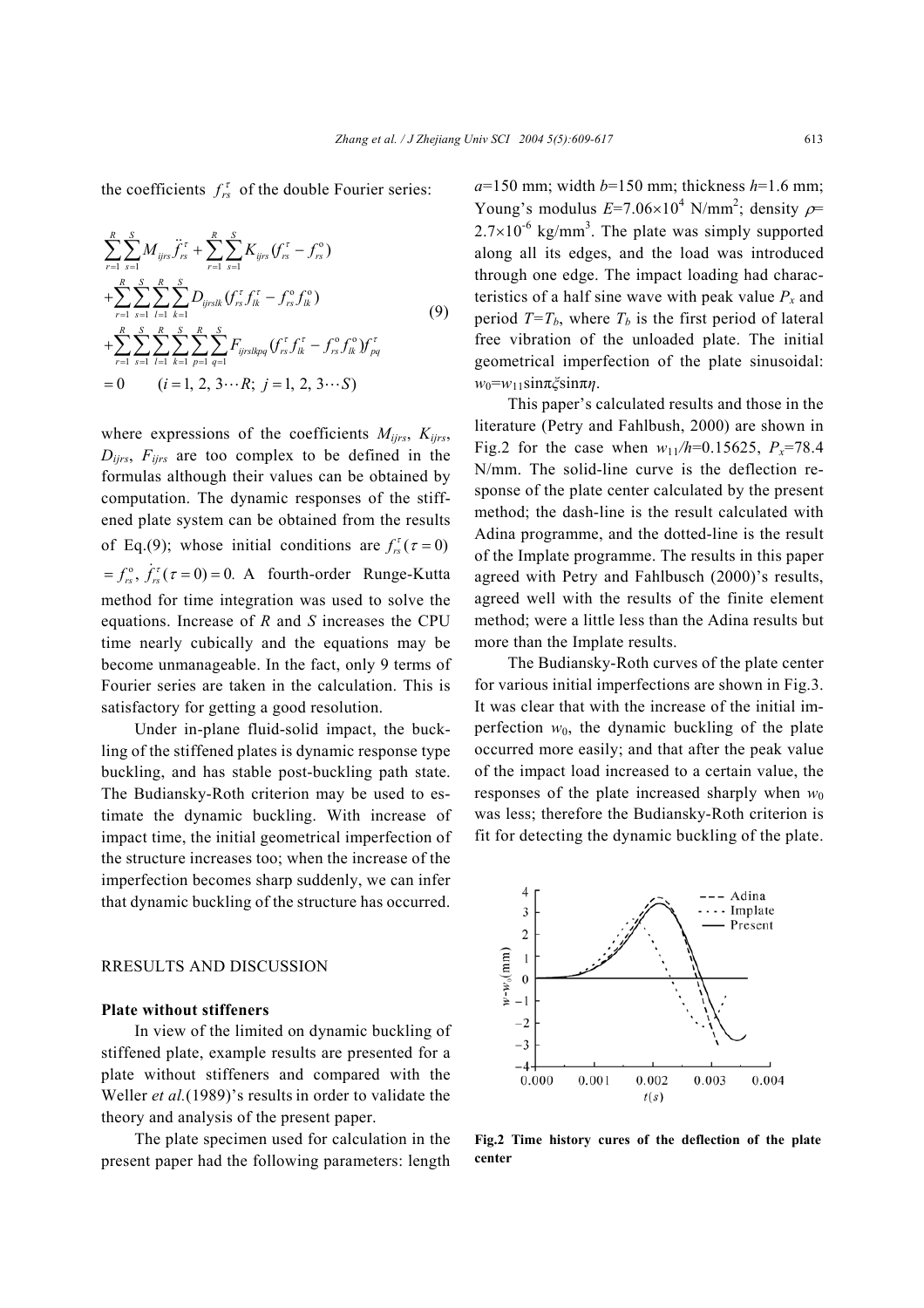the coefficients $f_{rs}^{\tau}$ of the double Fourier series:

$$
\begin{aligned}
&\sum_{r=1}^{R}\sum_{s=1}^{S} M_{ijrs}\ddot{f}_{rs}^{\tau} + \sum_{r=1}^{R}\sum_{s=1}^{S} K_{ijrs}(f_{rs}^{\tau} - f_{rs}^{\circ}) \\
&+\sum_{r=1}^{R}\sum_{s=1}^{S}\sum_{l=1}^{R}\sum_{k=1}^{S} D_{ijrslk}(f_{rs}^{\tau} f_{lk}^{\tau} - f_{rs}^{\circ} f_{lk}^{\circ}) \\
&+\sum_{r=1}^{R}\sum_{s=1}^{S}\sum_{l=1}^{R}\sum_{k=1}^{S}\sum_{p=1}^{R}\sum_{q=1}^{S} F_{ijrslkpq}(f_{rs}^{\tau} f_{lk}^{\tau} - f_{rs}^{\circ} f_{lk}^{\circ}) f_{pq}^{\tau} \\
&= 0 \qquad (i = 1,\, 2,\, 3 \cdots R;\; j = 1,\, 2,\, 3 \cdots S)
\end{aligned}
\tag{9}
$$

where expressions of the coefficients $M_{ijrs}$, $K_{ijrs}$, $D_{ijrs}$, $F_{ijrs}$ are too complex to be defined in the formulas although their values can be obtained by computation. The dynamic responses of the stiffened plate system can be obtained from the results of Eq.(9); whose initial conditions are $f_{rs}^{\tau}(\tau = 0) = f_{rs}^{\circ},\ \dot{f}_{rs}^{\tau}(\tau = 0) = 0$. A fourth-order Runge-Kutta method for time integration was used to solve the equations. Increase of $R$ and $S$ increases the CPU time nearly cubically and the equations may be become unmanageable. In the fact, only 9 terms of Fourier series are taken in the calculation. This is satisfactory for getting a good resolution.

Under in-plane fluid-solid impact, the buckling of the stiffened plates is dynamic response type buckling, and has stable post-buckling path state. The Budiansky-Roth criterion may be used to estimate the dynamic buckling. With increase of impact time, the initial geometrical imperfection of the structure increases too; when the increase of the imperfection becomes sharp suddenly, we can infer that dynamic buckling of the structure has occurred.

## RRESULTS AND DISCUSSION

### Plate without stiffeners

In view of the limited on dynamic buckling of stiffened plate, example results are presented for a plate without stiffeners and compared with the Weller *et al.*(1989)'s results in order to validate the theory and analysis of the present paper.

The plate specimen used for calculation in the present paper had the following parameters: length $a$=150 mm; width $b$=150 mm; thickness $h$=1.6 mm; Young's modulus $E$=7.06×10$^4$ N/mm$^2$; density $\rho$= 2.7×10$^{-6}$ kg/mm$^3$. The plate was simply supported along all its edges, and the load was introduced through one edge. The impact loading had characteristics of a half sine wave with peak value $P_x$ and period $T$=$T_b$, where $T_b$ is the first period of lateral free vibration of the unloaded plate. The initial geometrical imperfection of the plate sinusoidal: $w_0$=$w_{11}$sinπ$\xi$sinπ$\eta$.

This paper's calculated results and those in the literature (Petry and Fahlbush, 2000) are shown in Fig.2 for the case when $w_{11}/h$=0.15625, $P_x$=78.4 N/mm. The solid-line curve is the deflection response of the plate center calculated by the present method; the dash-line is the result calculated with Adina programme, and the dotted-line is the result of the Implate programme. The results in this paper agreed with Petry and Fahlbusch (2000)'s results, agreed well with the results of the finite element method; were a little less than the Adina results but more than the Implate results.

The Budiansky-Roth curves of the plate center for various initial imperfections are shown in Fig.3. It was clear that with the increase of the initial imperfection $w_0$, the dynamic buckling of the plate occurred more easily; and that after the peak value of the impact load increased to a certain value, the responses of the plate increased sharply when $w_0$ was less; therefore the Budiansky-Roth criterion is fit for detecting the dynamic buckling of the plate.

**Fig.2 Time history cures of the deflection of the plate center**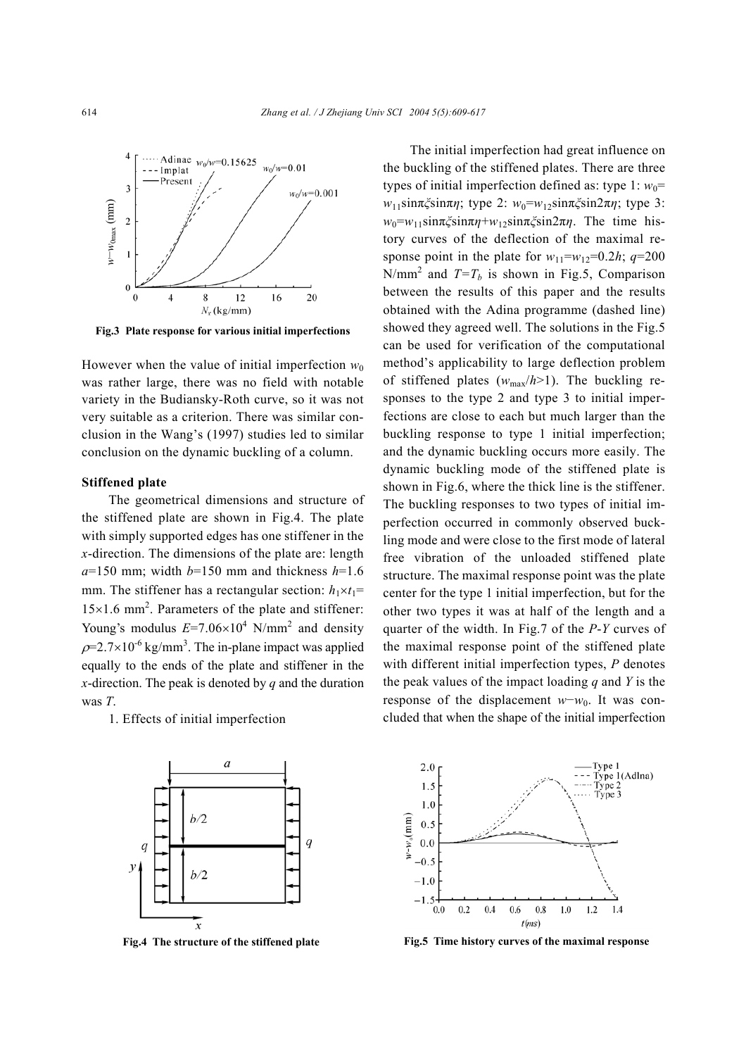Fig.3 Plate response for various initial imperfections

However when the value of initial imperfection $w_0$ was rather large, there was no field with notable variety in the Budiansky-Roth curve, so it was not very suitable as a criterion. There was similar conclusion in the Wang's (1997) studies led to similar conclusion on the dynamic buckling of a column.

**Stiffened plate**

The geometrical dimensions and structure of the stiffened plate are shown in Fig.4. The plate with simply supported edges has one stiffener in the $x$-direction. The dimensions of the plate are: length $a$=150 mm; width $b$=150 mm and thickness $h$=1.6 mm. The stiffener has a rectangular section: $h_1 \times t_1 = 15 \times 1.6$ mm$^2$. Parameters of the plate and stiffener: Young's modulus $E=7.06\times10^4$ N/mm$^2$ and density $\rho=2.7\times10^{-6}$ kg/mm$^3$. The in-plane impact was applied equally to the ends of the plate and stiffener in the $x$-direction. The peak is denoted by $q$ and the duration was $T$.

1. Effects of initial imperfection

Fig.4 The structure of the stiffened plate

The initial imperfection had great influence on the buckling of the stiffened plates. There are three types of initial imperfection defined as: type 1: $w_0=w_{11}\sin\pi\xi\sin\pi\eta$; type 2: $w_0=w_{12}\sin\pi\xi\sin2\pi\eta$; type 3: $w_0=w_{11}\sin\pi\xi\sin\pi\eta+w_{12}\sin\pi\xi\sin2\pi\eta$. The time history curves of the deflection of the maximal response point in the plate for $w_{11}=w_{12}=0.2h$; $q$=200 N/mm$^2$ and $T=T_b$ is shown in Fig.5, Comparison between the results of this paper and the results obtained with the Adina programme (dashed line) showed they agreed well. The solutions in the Fig.5 can be used for verification of the computational method's applicability to large deflection problem of stiffened plates ($w_{max}/h>1$). The buckling responses to the type 2 and type 3 to initial imperfections are close to each but much larger than the buckling response to type 1 initial imperfection; and the dynamic buckling occurs more easily. The dynamic buckling mode of the stiffened plate is shown in Fig.6, where the thick line is the stiffener. The buckling responses to two types of initial imperfection occurred in commonly observed buckling mode and were close to the first mode of lateral free vibration of the unloaded stiffened plate structure. The maximal response point was the plate center for the type 1 initial imperfection, but for the other two types it was at half of the length and a quarter of the width. In Fig.7 of the $P$-$Y$ curves of the maximal response point of the stiffened plate with different initial imperfection types, $P$ denotes the peak values of the impact loading $q$ and $Y$ is the response of the displacement $w-w_0$. It was concluded that when the shape of the initial imperfection

Fig.5 Time history curves of the maximal response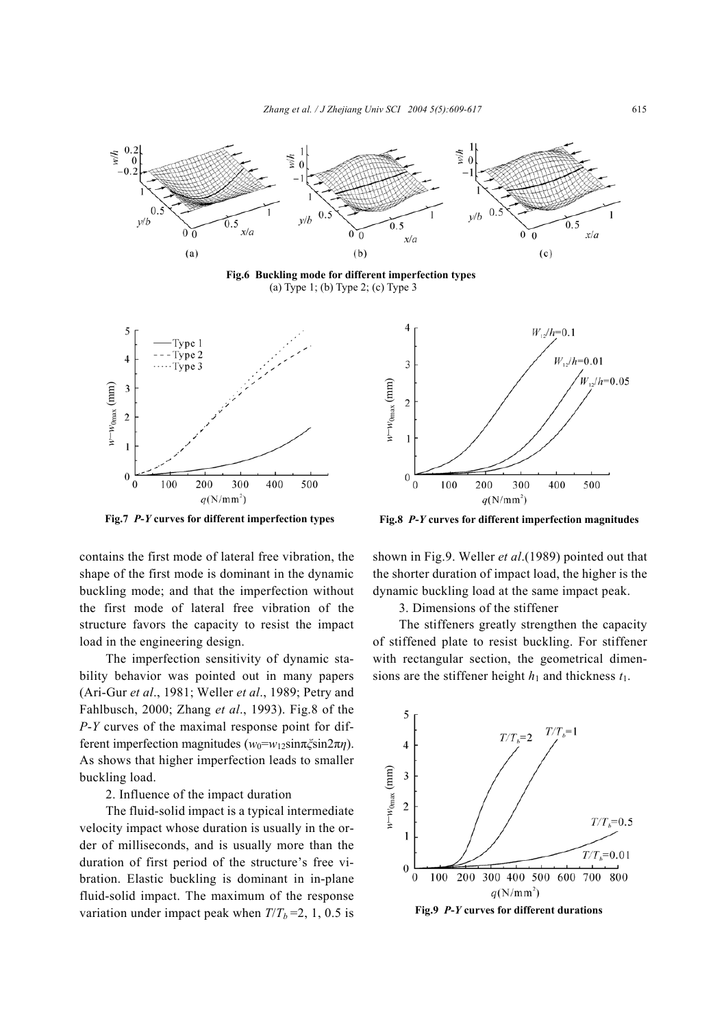Fig.6 Buckling mode for different imperfection types
(a) Type 1; (b) Type 2; (c) Type 3

Fig.7 *P-Y* curves for different imperfection types

Fig.8 *P-Y* curves for different imperfection magnitudes

contains the first mode of lateral free vibration, the shape of the first mode is dominant in the dynamic buckling mode; and that the imperfection without the first mode of lateral free vibration of the structure favors the capacity to resist the impact load in the engineering design.

The imperfection sensitivity of dynamic stability behavior was pointed out in many papers (Ari-Gur *et al*., 1981; Weller *et al*., 1989; Petry and Fahlbusch, 2000; Zhang *et al*., 1993). Fig.8 of the *P-Y* curves of the maximal response point for different imperfection magnitudes ($w_0=w_{12}\sin\pi\xi\sin2\pi\eta$). As shows that higher imperfection leads to smaller buckling load.

2. Influence of the impact duration

The fluid-solid impact is a typical intermediate velocity impact whose duration is usually in the order of milliseconds, and is usually more than the duration of first period of the structure's free vibration. Elastic buckling is dominant in in-plane fluid-solid impact. The maximum of the response variation under impact peak when $T/T_b=2$, 1, 0.5 is shown in Fig.9. Weller *et al*.(1989) pointed out that the shorter duration of impact load, the higher is the dynamic buckling load at the same impact peak.

3. Dimensions of the stiffener

The stiffeners greatly strengthen the capacity of stiffened plate to resist buckling. For stiffener with rectangular section, the geometrical dimensions are the stiffener height $h_1$ and thickness $t_1$.

Fig.9 *P-Y* curves for different durations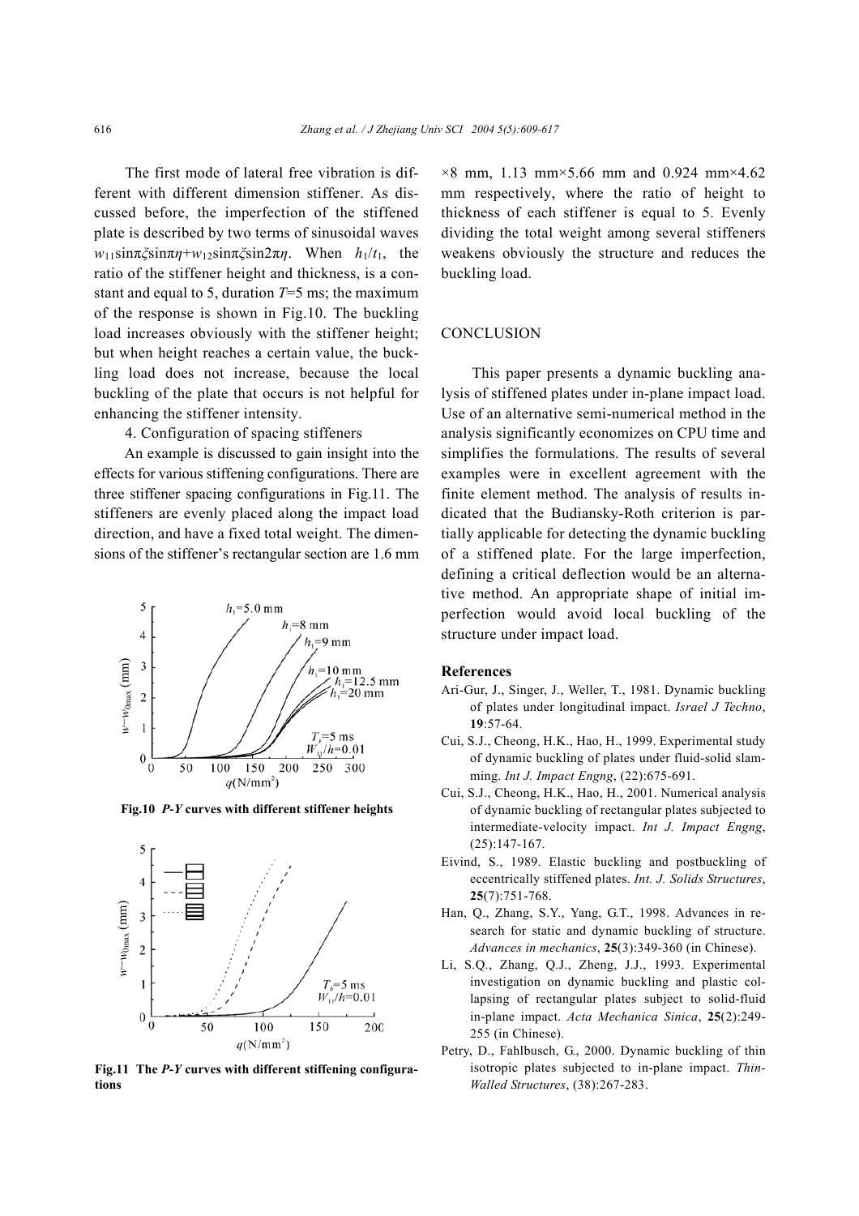The first mode of lateral free vibration is different with different dimension stiffener. As discussed before, the imperfection of the stiffened plate is described by two terms of sinusoidal waves $w_{11}\sin\pi\xi\sin\pi\eta+w_{12}\sin\pi\xi\sin2\pi\eta$. When $h_1/t_1$, the ratio of the stiffener height and thickness, is a constant and equal to 5, duration $T$=5 ms; the maximum of the response is shown in Fig.10. The buckling load increases obviously with the stiffener height; but when height reaches a certain value, the buckling load does not increase, because the local buckling of the plate that occurs is not helpful for enhancing the stiffener intensity.

4. Configuration of spacing stiffeners

An example is discussed to gain insight into the effects for various stiffening configurations. There are three stiffener spacing configurations in Fig.11. The stiffeners are evenly placed along the impact load direction, and have a fixed total weight. The dimensions of the stiffener's rectangular section are 1.6 mm ×8 mm, 1.13 mm×5.66 mm and 0.924 mm×4.62 mm respectively, where the ratio of height to thickness of each stiffener is equal to 5. Evenly dividing the total weight among several stiffeners weakens obviously the structure and reduces the buckling load.

**Fig.10 *P-Y* curves with different stiffener heights**

**Fig.11 The *P-Y* curves with different stiffening configurations**

## CONCLUSION

This paper presents a dynamic buckling analysis of stiffened plates under in-plane impact load. Use of an alternative semi-numerical method in the analysis significantly economizes on CPU time and simplifies the formulations. The results of several examples were in excellent agreement with the finite element method. The analysis of results indicated that the Budiansky-Roth criterion is partially applicable for detecting the dynamic buckling of a stiffened plate. For the large imperfection, defining a critical deflection would be an alternative method. An appropriate shape of initial imperfection would avoid local buckling of the structure under impact load.

## References

Ari-Gur, J., Singer, J., Weller, T., 1981. Dynamic buckling of plates under longitudinal impact. *Israel J Techno*, **19**:57-64.

Cui, S.J., Cheong, H.K., Hao, H., 1999. Experimental study of dynamic buckling of plates under fluid-solid slamming. *Int J. Impact Engng*, (22):675-691.

Cui, S.J., Cheong, H.K., Hao, H., 2001. Numerical analysis of dynamic buckling of rectangular plates subjected to intermediate-velocity impact. *Int J. Impact Engng*, (25):147-167.

Eivind, S., 1989. Elastic buckling and postbuckling of eccentrically stiffened plates. *Int. J. Solids Structures*, **25**(7):751-768.

Han, Q., Zhang, S.Y., Yang, G.T., 1998. Advances in research for static and dynamic buckling of structure. *Advances in mechanics*, **25**(3):349-360 (in Chinese).

Li, S.Q., Zhang, Q.J., Zheng, J.J., 1993. Experimental investigation on dynamic buckling and plastic collapsing of rectangular plates subject to solid-fluid in-plane impact. *Acta Mechanica Sinica*, **25**(2):249-255 (in Chinese).

Petry, D., Fahlbusch, G., 2000. Dynamic buckling of thin isotropic plates subjected to in-plane impact. *Thin-Walled Structures*, (38):267-283.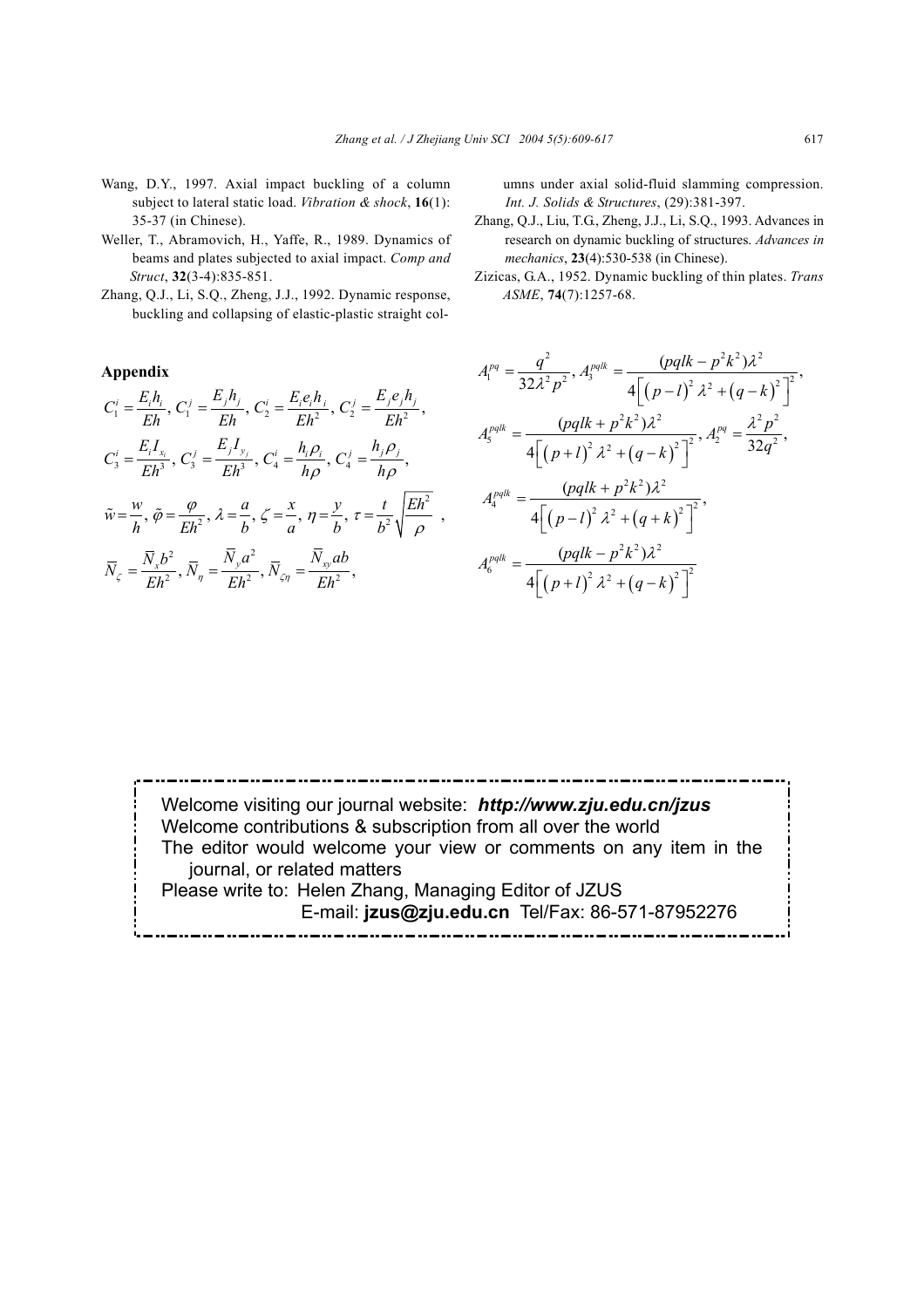Wang, D.Y., 1997. Axial impact buckling of a column subject to lateral static load. *Vibration & shock*, **16**(1): 35-37 (in Chinese).

Weller, T., Abramovich, H., Yaffe, R., 1989. Dynamics of beams and plates subjected to axial impact. *Comp and Struct*, **32**(3-4):835-851.

Zhang, Q.J., Li, S.Q., Zheng, J.J., 1992. Dynamic response, buckling and collapsing of elastic-plastic straight columns under axial solid-fluid slamming compression. *Int. J. Solids & Structures*, (29):381-397.

Zhang, Q.J., Liu, T.G., Zheng, J.J., Li, S.Q., 1993. Advances in research on dynamic buckling of structures. *Advances in mechanics*, **23**(4):530-538 (in Chinese).

Zizicas, G.A., 1952. Dynamic buckling of thin plates. *Trans ASME*, **74**(7):1257-68.

## Appendix

$$C_1^i = \frac{E_i h_i}{Eh},\ C_1^j = \frac{E_j h_j}{Eh},\ C_2^i = \frac{E_i e_i h_i}{Eh^2},\ C_2^j = \frac{E_j e_j h_j}{Eh^2},$$

$$C_3^i = \frac{E_i I_{x_i}}{Eh^3},\ C_3^j = \frac{E_j I_{y_j}}{Eh^3},\ C_4^i = \frac{h_i \rho_i}{h\rho},\ C_4^j = \frac{h_j \rho_j}{h\rho},$$

$$\tilde{w} = \frac{w}{h},\ \tilde{\varphi} = \frac{\varphi}{Eh^2},\ \lambda = \frac{a}{b},\ \zeta = \frac{x}{a},\ \eta = \frac{y}{b},\ \tau = \frac{t}{b^2}\sqrt{\frac{Eh^2}{\rho}}\ ,$$

$$\overline{N}_\zeta = \frac{\overline{N}_x b^2}{Eh^2},\ \overline{N}_\eta = \frac{\overline{N}_y a^2}{Eh^2},\ \overline{N}_{\zeta\eta} = \frac{\overline{N}_{xy} ab}{Eh^2},$$

$$A_1^{pq} = \frac{q^2}{32\lambda^2 p^2},\ A_3^{pqlk} = \frac{(pqlk - p^2k^2)\lambda^2}{4\left[\left(p-l\right)^2\lambda^2 + \left(q-k\right)^2\right]^2},$$

$$A_5^{pqlk} = \frac{(pqlk + p^2k^2)\lambda^2}{4\left[\left(p+l\right)^2\lambda^2 + \left(q-k\right)^2\right]^2},\ A_2^{pq} = \frac{\lambda^2 p^2}{32q^2},$$

$$A_4^{pqlk} = \frac{(pqlk + p^2k^2)\lambda^2}{4\left[\left(p-l\right)^2\lambda^2 + \left(q+k\right)^2\right]^2},$$

$$A_6^{pqlk} = \frac{(pqlk - p^2k^2)\lambda^2}{4\left[\left(p+l\right)^2\lambda^2 + \left(q-k\right)^2\right]^2}$$

---

Welcome visiting our journal website: ***http://www.zju.edu.cn/jzus***
Welcome contributions & subscription from all over the world
The editor would welcome your view or comments on any item in the journal, or related matters
Please write to: Helen Zhang, Managing Editor of JZUS
E-mail: **jzus@zju.edu.cn** Tel/Fax: 86-571-87952276